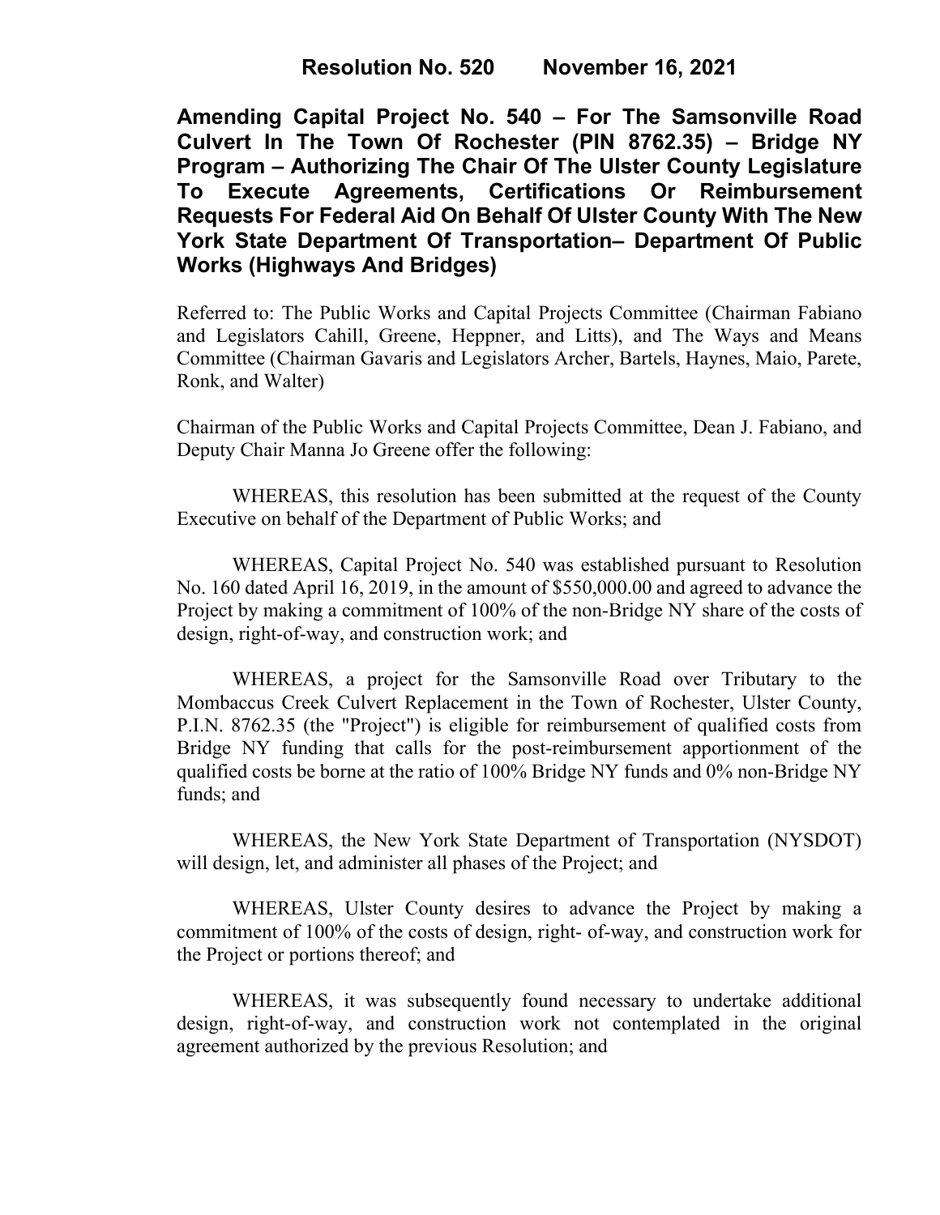**Resolution No. 520 November 16, 2021**

# Amending Capital Project No. 540 – For The Samsonville Road Culvert In The Town Of Rochester (PIN 8762.35) – Bridge NY Program – Authorizing The Chair Of The Ulster County Legislature To Execute Agreements, Certifications Or Reimbursement Requests For Federal Aid On Behalf Of Ulster County With The New York State Department Of Transportation– Department Of Public Works (Highways And Bridges)

Referred to: The Public Works and Capital Projects Committee (Chairman Fabiano and Legislators Cahill, Greene, Heppner, and Litts), and The Ways and Means Committee (Chairman Gavaris and Legislators Archer, Bartels, Haynes, Maio, Parete, Ronk, and Walter)

Chairman of the Public Works and Capital Projects Committee, Dean J. Fabiano, and Deputy Chair Manna Jo Greene offer the following:

WHEREAS, this resolution has been submitted at the request of the County Executive on behalf of the Department of Public Works; and

WHEREAS, Capital Project No. 540 was established pursuant to Resolution No. 160 dated April 16, 2019, in the amount of $550,000.00 and agreed to advance the Project by making a commitment of 100% of the non-Bridge NY share of the costs of design, right-of-way, and construction work; and

WHEREAS, a project for the Samsonville Road over Tributary to the Mombaccus Creek Culvert Replacement in the Town of Rochester, Ulster County, P.I.N. 8762.35 (the "Project") is eligible for reimbursement of qualified costs from Bridge NY funding that calls for the post-reimbursement apportionment of the qualified costs be borne at the ratio of 100% Bridge NY funds and 0% non-Bridge NY funds; and

WHEREAS, the New York State Department of Transportation (NYSDOT) will design, let, and administer all phases of the Project; and

WHEREAS, Ulster County desires to advance the Project by making a commitment of 100% of the costs of design, right- of-way, and construction work for the Project or portions thereof; and

WHEREAS, it was subsequently found necessary to undertake additional design, right-of-way, and construction work not contemplated in the original agreement authorized by the previous Resolution; and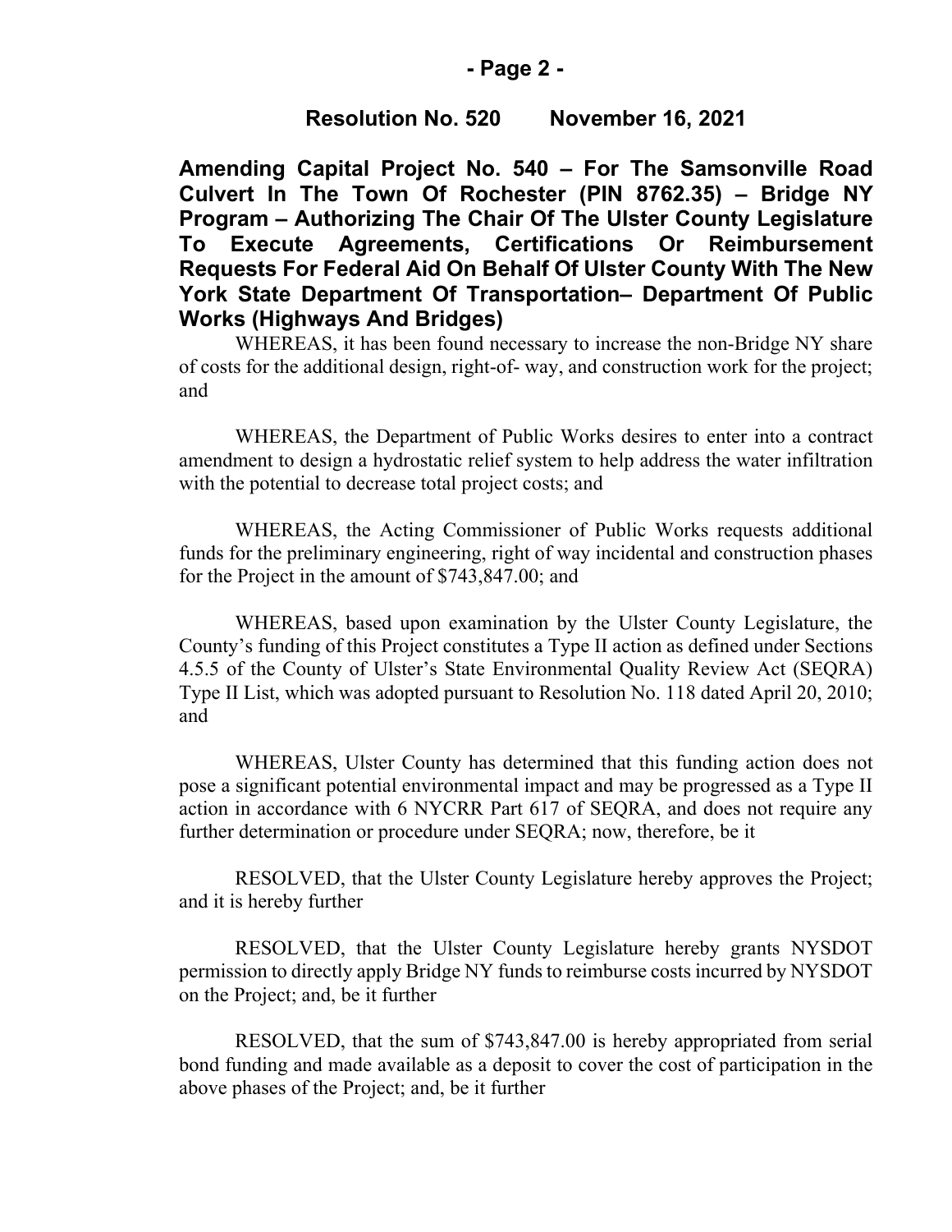**Resolution No. 520 November 16, 2021**

**Amending Capital Project No. 540 – For The Samsonville Road Culvert In The Town Of Rochester (PIN 8762.35) – Bridge NY Program – Authorizing The Chair Of The Ulster County Legislature To Execute Agreements, Certifications Or Reimbursement Requests For Federal Aid On Behalf Of Ulster County With The New York State Department Of Transportation– Department Of Public Works (Highways And Bridges)**

WHEREAS, it has been found necessary to increase the non-Bridge NY share of costs for the additional design, right-of- way, and construction work for the project; and

WHEREAS, the Department of Public Works desires to enter into a contract amendment to design a hydrostatic relief system to help address the water infiltration with the potential to decrease total project costs; and

WHEREAS, the Acting Commissioner of Public Works requests additional funds for the preliminary engineering, right of way incidental and construction phases for the Project in the amount of $743,847.00; and

WHEREAS, based upon examination by the Ulster County Legislature, the County's funding of this Project constitutes a Type II action as defined under Sections 4.5.5 of the County of Ulster's State Environmental Quality Review Act (SEQRA) Type II List, which was adopted pursuant to Resolution No. 118 dated April 20, 2010; and

WHEREAS, Ulster County has determined that this funding action does not pose a significant potential environmental impact and may be progressed as a Type II action in accordance with 6 NYCRR Part 617 of SEQRA, and does not require any further determination or procedure under SEQRA; now, therefore, be it

RESOLVED, that the Ulster County Legislature hereby approves the Project; and it is hereby further

RESOLVED, that the Ulster County Legislature hereby grants NYSDOT permission to directly apply Bridge NY funds to reimburse costs incurred by NYSDOT on the Project; and, be it further

RESOLVED, that the sum of $743,847.00 is hereby appropriated from serial bond funding and made available as a deposit to cover the cost of participation in the above phases of the Project; and, be it further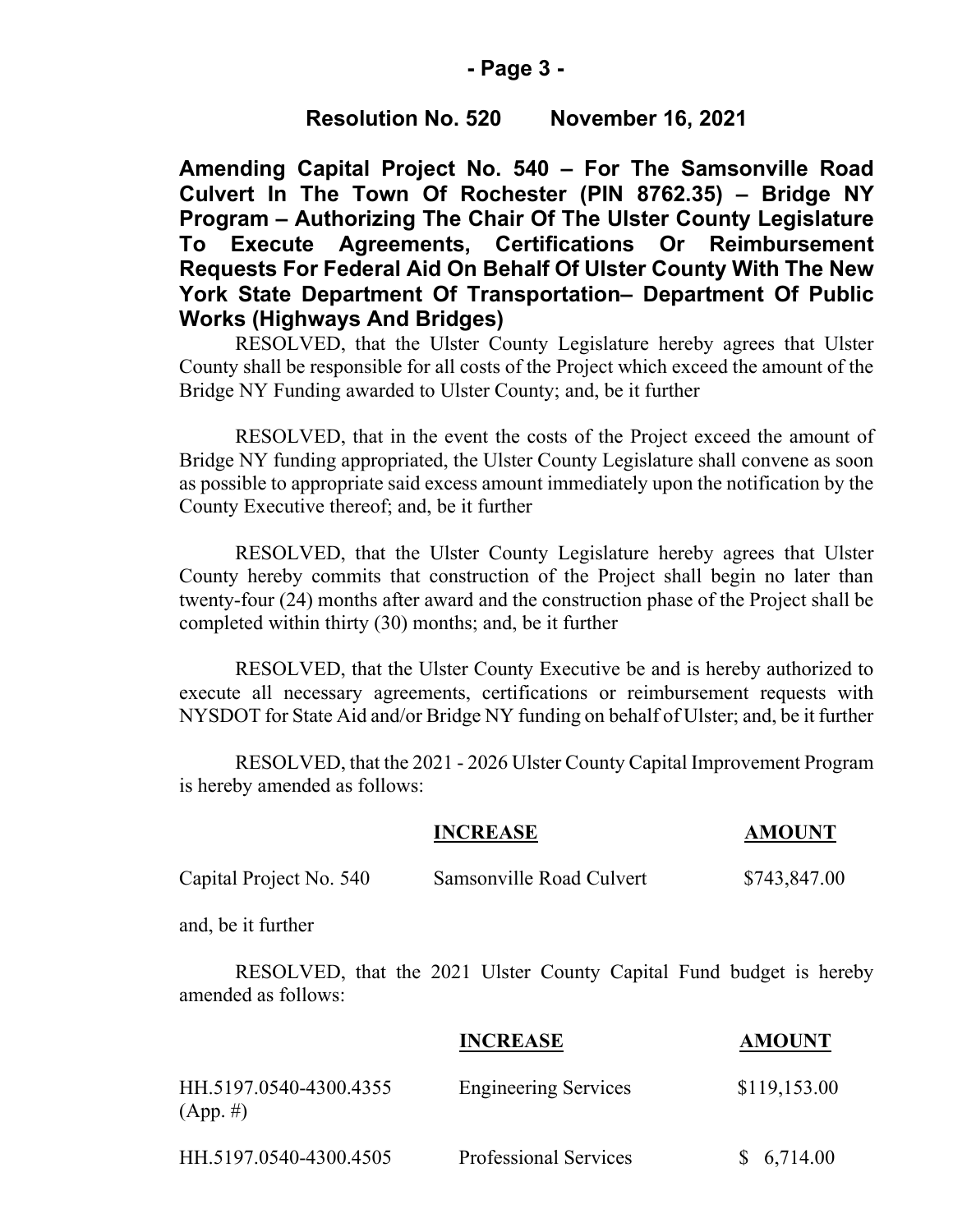## Resolution No. 520 November 16, 2021

**Amending Capital Project No. 540 – For The Samsonville Road Culvert In The Town Of Rochester (PIN 8762.35) – Bridge NY Program – Authorizing The Chair Of The Ulster County Legislature To Execute Agreements, Certifications Or Reimbursement Requests For Federal Aid On Behalf Of Ulster County With The New York State Department Of Transportation– Department Of Public Works (Highways And Bridges)**

RESOLVED, that the Ulster County Legislature hereby agrees that Ulster County shall be responsible for all costs of the Project which exceed the amount of the Bridge NY Funding awarded to Ulster County; and, be it further

RESOLVED, that in the event the costs of the Project exceed the amount of Bridge NY funding appropriated, the Ulster County Legislature shall convene as soon as possible to appropriate said excess amount immediately upon the notification by the County Executive thereof; and, be it further

RESOLVED, that the Ulster County Legislature hereby agrees that Ulster County hereby commits that construction of the Project shall begin no later than twenty-four (24) months after award and the construction phase of the Project shall be completed within thirty (30) months; and, be it further

RESOLVED, that the Ulster County Executive be and is hereby authorized to execute all necessary agreements, certifications or reimbursement requests with NYSDOT for State Aid and/or Bridge NY funding on behalf of Ulster; and, be it further

RESOLVED, that the 2021 - 2026 Ulster County Capital Improvement Program is hereby amended as follows:

| | INCREASE | AMOUNT |
|---|---|---|
| Capital Project No. 540 | Samsonville Road Culvert | $743,847.00 |

and, be it further

RESOLVED, that the 2021 Ulster County Capital Fund budget is hereby amended as follows:

| | INCREASE | AMOUNT |
|---|---|---|
| HH.5197.0540-4300.4355 (App. #) | Engineering Services | $119,153.00 |
| HH.5197.0540-4300.4505 | Professional Services | $ 6,714.00 |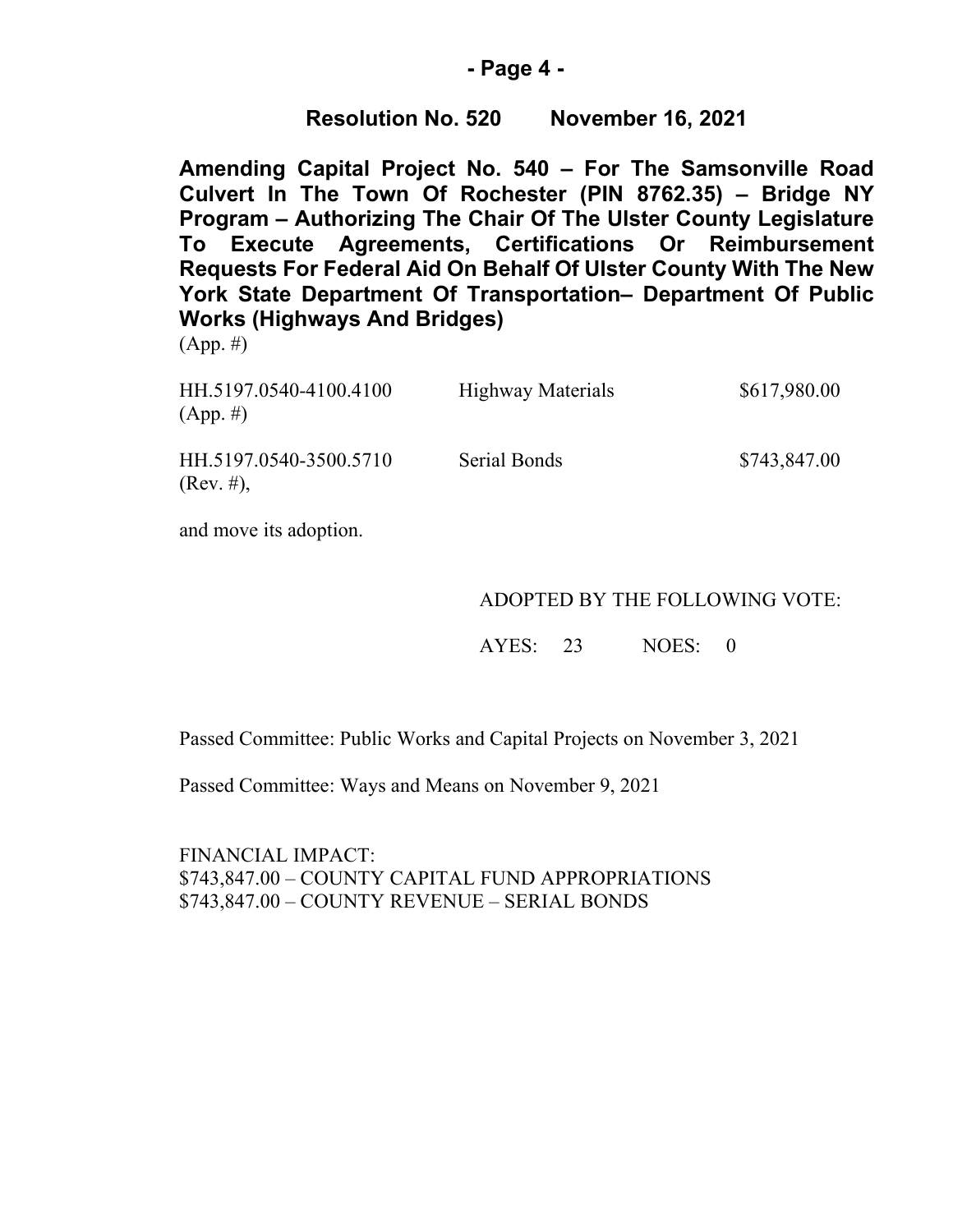**Resolution No. 520 November 16, 2021**

**Amending Capital Project No. 540 – For The Samsonville Road Culvert In The Town Of Rochester (PIN 8762.35) – Bridge NY Program – Authorizing The Chair Of The Ulster County Legislature To Execute Agreements, Certifications Or Reimbursement Requests For Federal Aid On Behalf Of Ulster County With The New York State Department Of Transportation– Department Of Public Works (Highways And Bridges)**

(App. #)

| | | |
|---|---|---|
| HH.5197.0540-4100.4100 (App. #) | Highway Materials | $617,980.00 |
| HH.5197.0540-3500.5710 (Rev. #), | Serial Bonds | $743,847.00 |

and move its adoption.

ADOPTED BY THE FOLLOWING VOTE:

AYES: 23 NOES: 0

Passed Committee: Public Works and Capital Projects on November 3, 2021

Passed Committee: Ways and Means on November 9, 2021

FINANCIAL IMPACT:
$743,847.00 – COUNTY CAPITAL FUND APPROPRIATIONS
$743,847.00 – COUNTY REVENUE – SERIAL BONDS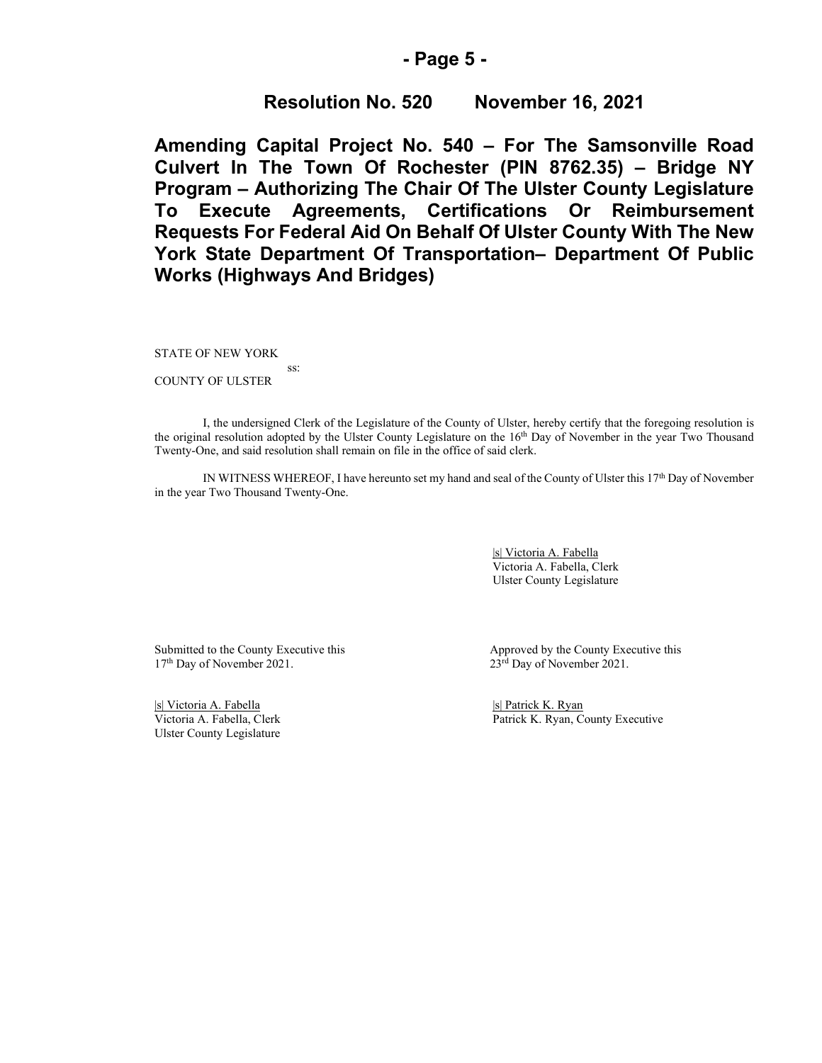## Resolution No. 520 November 16, 2021

# Amending Capital Project No. 540 – For The Samsonville Road Culvert In The Town Of Rochester (PIN 8762.35) – Bridge NY Program – Authorizing The Chair Of The Ulster County Legislature To Execute Agreements, Certifications Or Reimbursement Requests For Federal Aid On Behalf Of Ulster County With The New York State Department Of Transportation– Department Of Public Works (Highways And Bridges)

STATE OF NEW YORK
ss:
COUNTY OF ULSTER

I, the undersigned Clerk of the Legislature of the County of Ulster, hereby certify that the foregoing resolution is the original resolution adopted by the Ulster County Legislature on the 16th Day of November in the year Two Thousand Twenty-One, and said resolution shall remain on file in the office of said clerk.

IN WITNESS WHEREOF, I have hereunto set my hand and seal of the County of Ulster this 17th Day of November in the year Two Thousand Twenty-One.

|s| Victoria A. Fabella
Victoria A. Fabella, Clerk
Ulster County Legislature

Submitted to the County Executive this
17th Day of November 2021.

|s| Victoria A. Fabella
Victoria A. Fabella, Clerk
Ulster County Legislature

Approved by the County Executive this
23rd Day of November 2021.

|s| Patrick K. Ryan
Patrick K. Ryan, County Executive